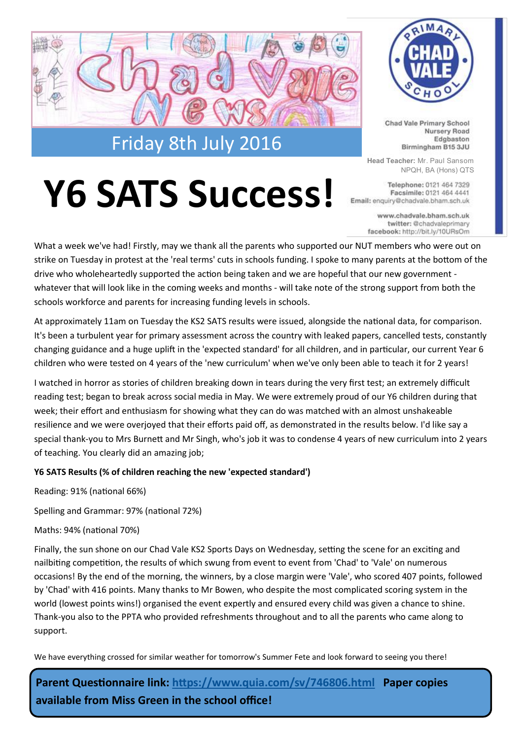# Chad Vale News

Friday 8th July 2016

Chad Vale Primary School
Nursery Road
Edgbaston
Birmingham B15 3JU

**Head Teacher:** Mr. Paul Sansom
NPQH, BA (Hons) QTS

**Telephone:** 0121 464 7329
**Facsimile:** 0121 464 4441
**Email:** enquiry@chadvale.bham.sch.uk

www.chadvale.bham.sch.uk
**twitter:** @chadvaleprimary
**facebook:** http://bit.ly/10URsOm

# Y6 SATS Success!

What a week we've had! Firstly, may we thank all the parents who supported our NUT members who were out on strike on Tuesday in protest at the 'real terms' cuts in schools funding. I spoke to many parents at the bottom of the drive who wholeheartedly supported the action being taken and we are hopeful that our new government - whatever that will look like in the coming weeks and months - will take note of the strong support from both the schools workforce and parents for increasing funding levels in schools.

At approximately 11am on Tuesday the KS2 SATS results were issued, alongside the national data, for comparison. It's been a turbulent year for primary assessment across the country with leaked papers, cancelled tests, constantly changing guidance and a huge uplift in the 'expected standard' for all children, and in particular, our current Year 6 children who were tested on 4 years of the 'new curriculum' when we've only been able to teach it for 2 years!

I watched in horror as stories of children breaking down in tears during the very first test; an extremely difficult reading test; began to break across social media in May. We were extremely proud of our Y6 children during that week; their effort and enthusiasm for showing what they can do was matched with an almost unshakeable resilience and we were overjoyed that their efforts paid off, as demonstrated in the results below. I'd like say a special thank-you to Mrs Burnett and Mr Singh, who's job it was to condense 4 years of new curriculum into 2 years of teaching. You clearly did an amazing job;

**Y6 SATS Results (% of children reaching the new 'expected standard')**

Reading: 91% (national 66%)

Spelling and Grammar: 97% (national 72%)

Maths: 94% (national 70%)

Finally, the sun shone on our Chad Vale KS2 Sports Days on Wednesday, setting the scene for an exciting and nailbiting competition, the results of which swung from event to event from 'Chad' to 'Vale' on numerous occasions! By the end of the morning, the winners, by a close margin were 'Vale', who scored 407 points, followed by 'Chad' with 416 points. Many thanks to Mr Bowen, who despite the most complicated scoring system in the world (lowest points wins!) organised the event expertly and ensured every child was given a chance to shine. Thank-you also to the PPTA who provided refreshments throughout and to all the parents who came along to support.

We have everything crossed for similar weather for tomorrow's Summer Fete and look forward to seeing you there!

**Parent Questionnaire link: [https://www.quia.com/sv/746806.html](https://www.quia.com/sv/746806.html) Paper copies available from Miss Green in the school office!**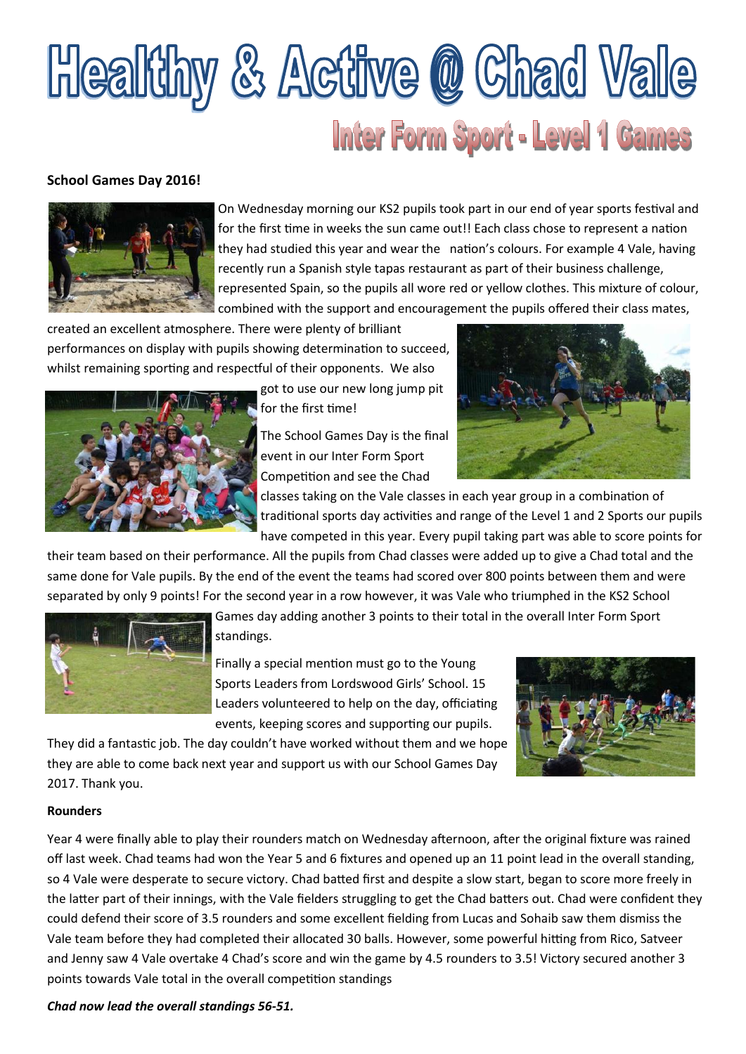# Healthy & Active @ Chad Vale

## Inter Form Sport - Level 1 Games

**School Games Day 2016!**

On Wednesday morning our KS2 pupils took part in our end of year sports festival and for the first time in weeks the sun came out!! Each class chose to represent a nation they had studied this year and wear the nation's colours. For example 4 Vale, having recently run a Spanish style tapas restaurant as part of their business challenge, represented Spain, so the pupils all wore red or yellow clothes. This mixture of colour, combined with the support and encouragement the pupils offered their class mates, created an excellent atmosphere. There were plenty of brilliant performances on display with pupils showing determination to succeed, whilst remaining sporting and respectful of their opponents. We also got to use our new long jump pit for the first time!

The School Games Day is the final event in our Inter Form Sport Competition and see the Chad classes taking on the Vale classes in each year group in a combination of traditional sports day activities and range of the Level 1 and 2 Sports our pupils have competed in this year. Every pupil taking part was able to score points for their team based on their performance. All the pupils from Chad classes were added up to give a Chad total and the same done for Vale pupils. By the end of the event the teams had scored over 800 points between them and were separated by only 9 points! For the second year in a row however, it was Vale who triumphed in the KS2 School Games day adding another 3 points to their total in the overall Inter Form Sport standings.

Finally a special mention must go to the Young Sports Leaders from Lordswood Girls' School. 15 Leaders volunteered to help on the day, officiating events, keeping scores and supporting our pupils. They did a fantastic job. The day couldn't have worked without them and we hope they are able to come back next year and support us with our School Games Day 2017. Thank you.

**Rounders**

Year 4 were finally able to play their rounders match on Wednesday afternoon, after the original fixture was rained off last week. Chad teams had won the Year 5 and 6 fixtures and opened up an 11 point lead in the overall standing, so 4 Vale were desperate to secure victory. Chad batted first and despite a slow start, began to score more freely in the latter part of their innings, with the Vale fielders struggling to get the Chad batters out. Chad were confident they could defend their score of 3.5 rounders and some excellent fielding from Lucas and Sohaib saw them dismiss the Vale team before they had completed their allocated 30 balls. However, some powerful hitting from Rico, Satveer and Jenny saw 4 Vale overtake 4 Chad's score and win the game by 4.5 rounders to 3.5! Victory secured another 3 points towards Vale total in the overall competition standings

***Chad now lead the overall standings 56-51.***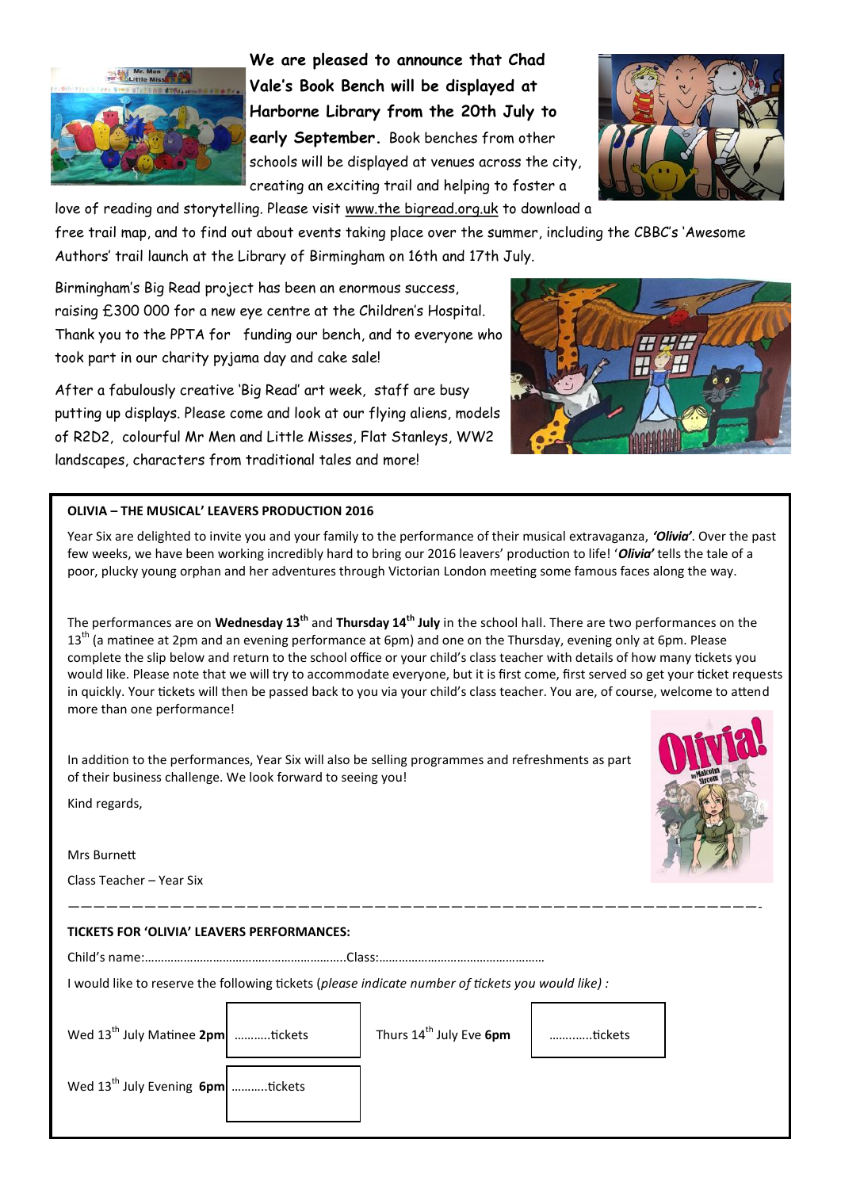**We are pleased to announce that Chad Vale's Book Bench will be displayed at Harborne Library from the 20th July to early September.** Book benches from other schools will be displayed at venues across the city, creating an exciting trail and helping to foster a love of reading and storytelling. Please visit www.the bigread.org.uk to download a free trail map, and to find out about events taking place over the summer, including the CBBC's 'Awesome Authors' trail launch at the Library of Birmingham on 16th and 17th July.

Birmingham's Big Read project has been an enormous success, raising £300 000 for a new eye centre at the Children's Hospital. Thank you to the PPTA for funding our bench, and to everyone who took part in our charity pyjama day and cake sale!

After a fabulously creative 'Big Read' art week, staff are busy putting up displays. Please come and look at our flying aliens, models of R2D2, colourful Mr Men and Little Misses, Flat Stanleys, WW2 landscapes, characters from traditional tales and more!

**OLIVIA – THE MUSICAL' LEAVERS PRODUCTION 2016**

Year Six are delighted to invite you and your family to the performance of their musical extravaganza, ***'Olivia'***. Over the past few weeks, we have been working incredibly hard to bring our 2016 leavers' production to life! '***Olivia'*** tells the tale of a poor, plucky young orphan and her adventures through Victorian London meeting some famous faces along the way.

The performances are on **Wednesday 13th** and **Thursday 14th July** in the school hall. There are two performances on the 13th (a matinee at 2pm and an evening performance at 6pm) and one on the Thursday, evening only at 6pm. Please complete the slip below and return to the school office or your child's class teacher with details of how many tickets you would like. Please note that we will try to accommodate everyone, but it is first come, first served so get your ticket requests in quickly. Your tickets will then be passed back to you via your child's class teacher. You are, of course, welcome to attend more than one performance!

In addition to the performances, Year Six will also be selling programmes and refreshments as part of their business challenge. We look forward to seeing you!

Kind regards,

Mrs Burnett

Class Teacher – Year Six

---

**TICKETS FOR 'OLIVIA' LEAVERS PERFORMANCES:**

Child's name:……………………………………………………..Class:…………………………………………

I would like to reserve the following tickets (*please indicate number of tickets you would like)* :

| | | | |
|---|---|---|---|
| Wed 13th July Matinee **2pm** | ……….tickets | Thurs 14th July Eve **6pm** | ………..tickets |
| Wed 13th July Evening **6pm** | ……….tickets | | |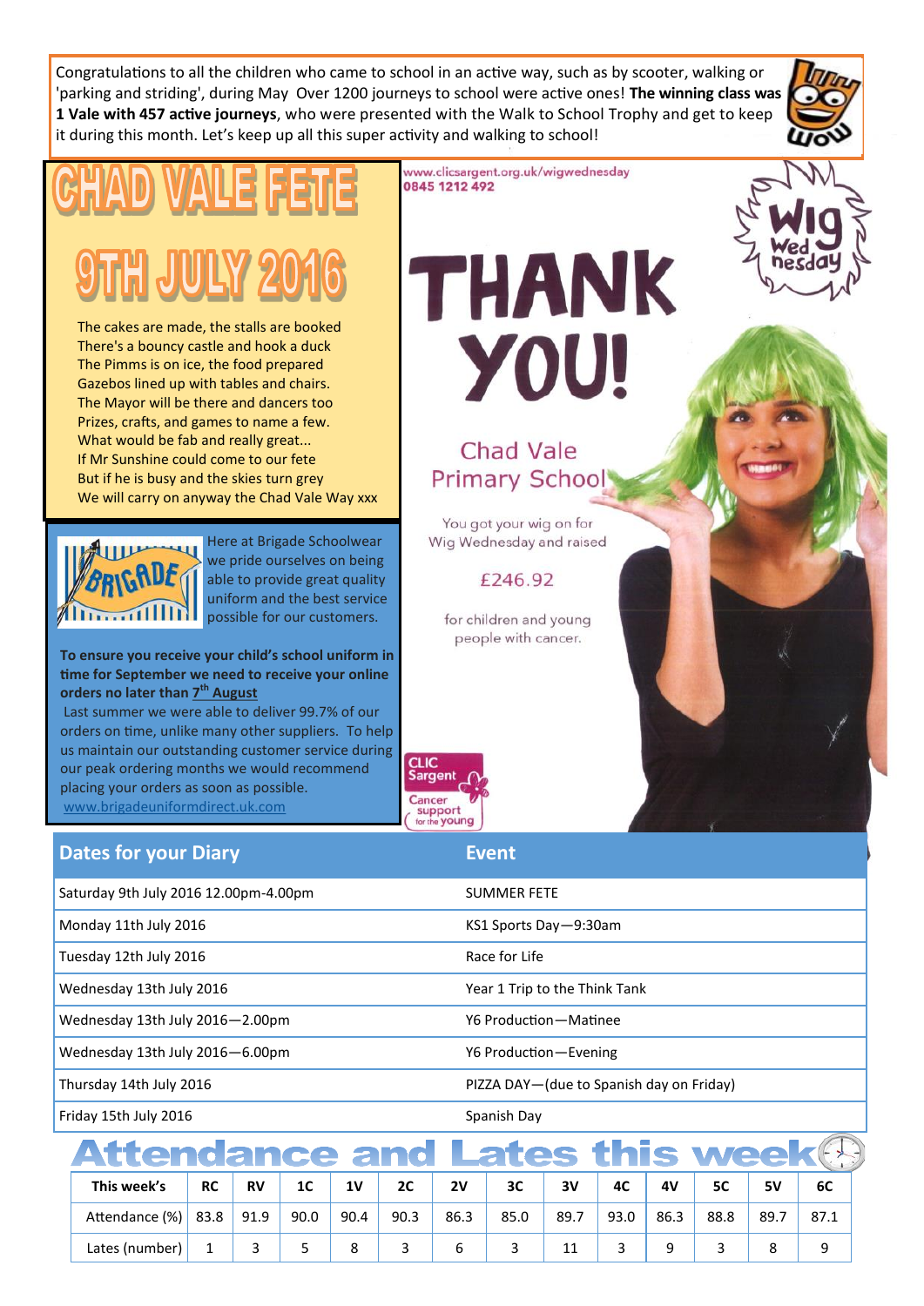Congratulations to all the children who came to school in an active way, such as by scooter, walking or 'parking and striding', during May Over 1200 journeys to school were active ones! **The winning class was 1 Vale with 457 active journeys**, who were presented with the Walk to School Trophy and get to keep it during this month. Let's keep up all this super activity and walking to school!

# CHAD VALE FETE

# 9TH JULY 2016

The cakes are made, the stalls are booked
There's a bouncy castle and hook a duck
The Pimms is on ice, the food prepared
Gazebos lined up with tables and chairs.
The Mayor will be there and dancers too
Prizes, crafts, and games to name a few.
What would be fab and really great...
If Mr Sunshine could come to our fete
But if he is busy and the skies turn grey
We will carry on anyway the Chad Vale Way xxx

Here at Brigade Schoolwear we pride ourselves on being able to provide great quality uniform and the best service possible for our customers.

**To ensure you receive your child's school uniform in time for September we need to receive your online orders no later than 7th August**

Last summer we were able to deliver 99.7% of our orders on time, unlike many other suppliers. To help us maintain our outstanding customer service during our peak ordering months we would recommend placing your orders as soon as possible.
www.brigadeuniformdirect.uk.com

www.clicsargent.org.uk/wigwednesday
0845 1212 492

# THANK YOU!

Chad Vale Primary School

You got your wig on for Wig Wednesday and raised

£246.92

for children and young people with cancer.

CLIC Sargent Cancer support for the young

| Dates for your Diary | Event |
|---|---|
| Saturday 9th July 2016 12.00pm-4.00pm | SUMMER FETE |
| Monday 11th July 2016 | KS1 Sports Day—9:30am |
| Tuesday 12th July 2016 | Race for Life |
| Wednesday 13th July 2016 | Year 1 Trip to the Think Tank |
| Wednesday 13th July 2016—2.00pm | Y6 Production—Matinee |
| Wednesday 13th July 2016—6.00pm | Y6 Production—Evening |
| Thursday 14th July 2016 | PIZZA DAY—(due to Spanish day on Friday) |
| Friday 15th July 2016 | Spanish Day |

## Attendance and Lates this week

| This week's | RC | RV | 1C | 1V | 2C | 2V | 3C | 3V | 4C | 4V | 5C | 5V | 6C |
|---|---|---|---|---|---|---|---|---|---|---|---|---|---|
| Attendance (%) | 83.8 | 91.9 | 90.0 | 90.4 | 90.3 | 86.3 | 85.0 | 89.7 | 93.0 | 86.3 | 88.8 | 89.7 | 87.1 |
| Lates (number) | 1 | 3 | 5 | 8 | 3 | 6 | 3 | 11 | 3 | 9 | 3 | 8 | 9 |